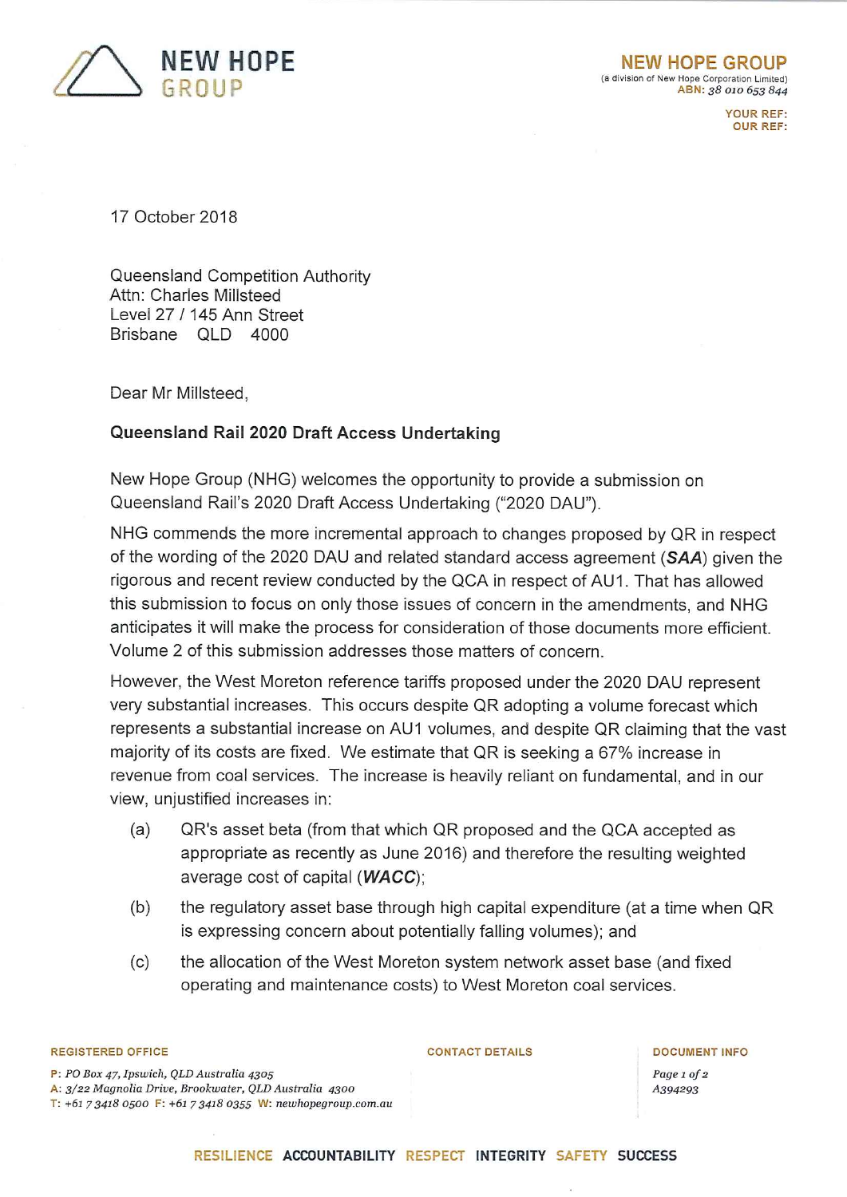NEW HOPE GROUP

**NEW HOPE GROUP**
(a division of New Hope Corporation Limited)
ABN: 38 010 653 844

YOUR REF:
OUR REF:

17 October 2018

Queensland Competition Authority
Attn: Charles Millsteed
Level 27 / 145 Ann Street
Brisbane QLD 4000

Dear Mr Millsteed,

**Queensland Rail 2020 Draft Access Undertaking**

New Hope Group (NHG) welcomes the opportunity to provide a submission on Queensland Rail's 2020 Draft Access Undertaking ("2020 DAU").

NHG commends the more incremental approach to changes proposed by QR in respect of the wording of the 2020 DAU and related standard access agreement (***SAA***) given the rigorous and recent review conducted by the QCA in respect of AU1. That has allowed this submission to focus on only those issues of concern in the amendments, and NHG anticipates it will make the process for consideration of those documents more efficient. Volume 2 of this submission addresses those matters of concern.

However, the West Moreton reference tariffs proposed under the 2020 DAU represent very substantial increases. This occurs despite QR adopting a volume forecast which represents a substantial increase on AU1 volumes, and despite QR claiming that the vast majority of its costs are fixed. We estimate that QR is seeking a 67% increase in revenue from coal services. The increase is heavily reliant on fundamental, and in our view, unjustified increases in:

(a) QR's asset beta (from that which QR proposed and the QCA accepted as appropriate as recently as June 2016) and therefore the resulting weighted average cost of capital (***WACC***);

(b) the regulatory asset base through high capital expenditure (at a time when QR is expressing concern about potentially falling volumes); and

(c) the allocation of the West Moreton system network asset base (and fixed operating and maintenance costs) to West Moreton coal services.

REGISTERED OFFICE
P: PO Box 47, Ipswich, QLD Australia 4305
A: 3/22 Magnolia Drive, Brookwater, QLD Australia 4300
T: +61 7 3418 0500 F: +61 7 3418 0355 W: newhopegroup.com.au

CONTACT DETAILS

DOCUMENT INFO
A394293

RESILIENCE ACCOUNTABILITY RESPECT INTEGRITY SAFETY SUCCESS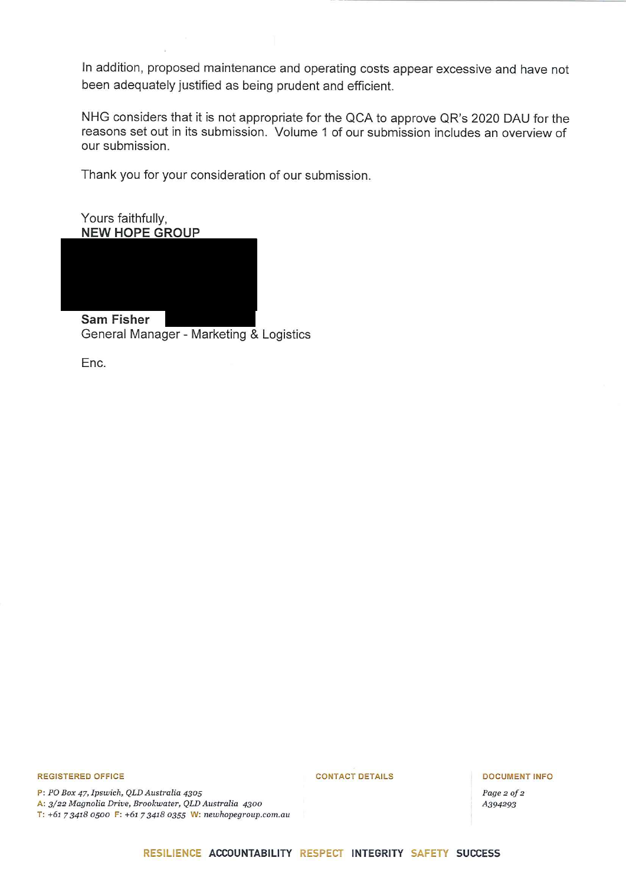In addition, proposed maintenance and operating costs appear excessive and have not been adequately justified as being prudent and efficient.

NHG considers that it is not appropriate for the QCA to approve QR's 2020 DAU for the reasons set out in its submission. Volume 1 of our submission includes an overview of our submission.

Thank you for your consideration of our submission.

Yours faithfully,
**NEW HOPE GROUP**

**Sam Fisher**
General Manager - Marketing & Logistics

Enc.

REGISTERED OFFICE

P: PO Box 47, Ipswich, QLD Australia 4305
A: 3/22 Magnolia Drive, Brookwater, QLD Australia 4300
T: +61 7 3418 0500 F: +61 7 3418 0355 W: newhopegroup.com.au

CONTACT DETAILS

DOCUMENT INFO

A394293

RESILIENCE ACCOUNTABILITY RESPECT INTEGRITY SAFETY SUCCESS